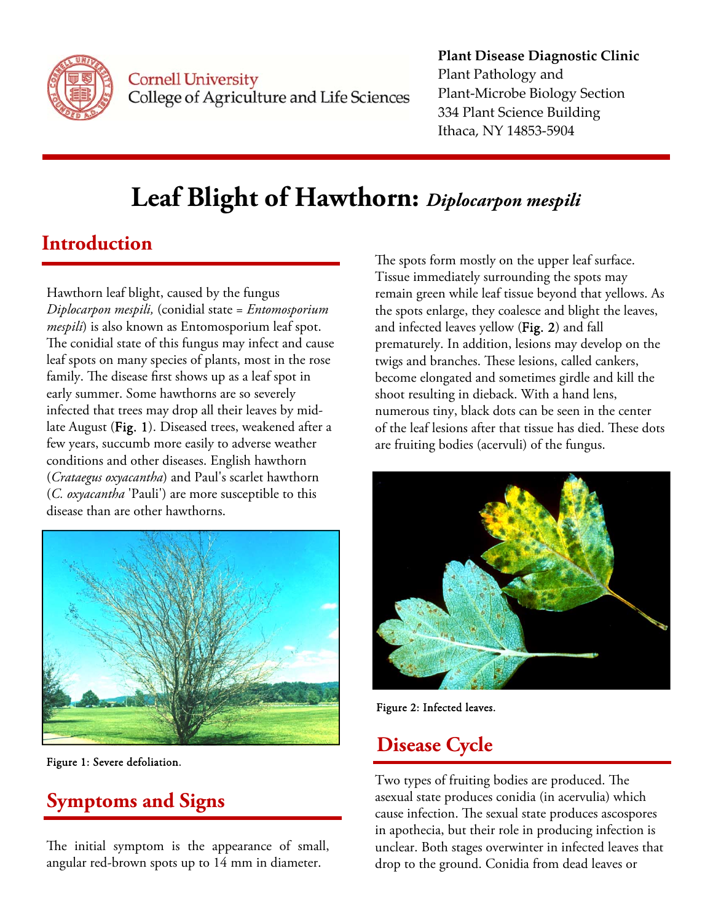**Plant Disease Diagnostic Clinic**
Plant Pathology and
Plant-Microbe Biology Section
334 Plant Science Building
Ithaca, NY 14853-5904

# Leaf Blight of Hawthorn: *Diplocarpon mespili*

## Introduction

Hawthorn leaf blight, caused by the fungus *Diplocarpon mespili,* (conidial state = *Entomosporium mespili*) is also known as Entomosporium leaf spot. The conidial state of this fungus may infect and cause leaf spots on many species of plants, most in the rose family. The disease first shows up as a leaf spot in early summer. Some hawthorns are so severely infected that trees may drop all their leaves by mid-late August (**Fig. 1**). Diseased trees, weakened after a few years, succumb more easily to adverse weather conditions and other diseases. English hawthorn (*Crataegus oxyacantha*) and Paul's scarlet hawthorn (*C. oxyacantha* 'Pauli') are more susceptible to this disease than are other hawthorns.

Figure 1: Severe defoliation.

## Symptoms and Signs

The initial symptom is the appearance of small, angular red-brown spots up to 14 mm in diameter. The spots form mostly on the upper leaf surface. Tissue immediately surrounding the spots may remain green while leaf tissue beyond that yellows. As the spots enlarge, they coalesce and blight the leaves, and infected leaves yellow (**Fig. 2**) and fall prematurely. In addition, lesions may develop on the twigs and branches. These lesions, called cankers, become elongated and sometimes girdle and kill the shoot resulting in dieback. With a hand lens, numerous tiny, black dots can be seen in the center of the leaf lesions after that tissue has died. These dots are fruiting bodies (acervuli) of the fungus.

Figure 2: Infected leaves.

## Disease Cycle

Two types of fruiting bodies are produced. The asexual state produces conidia (in acervulia) which cause infection. The sexual state produces ascospores in apothecia, but their role in producing infection is unclear. Both stages overwinter in infected leaves that drop to the ground. Conidia from dead leaves or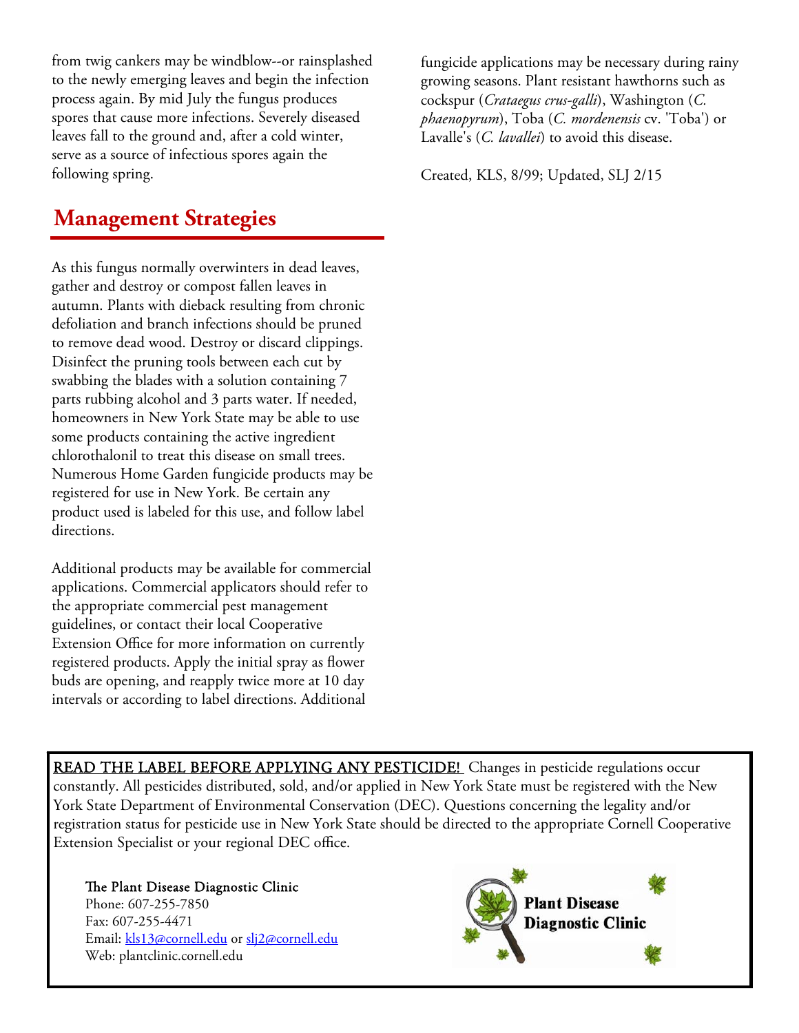from twig cankers may be windblow--or rainsplashed to the newly emerging leaves and begin the infection process again. By mid July the fungus produces spores that cause more infections. Severely diseased leaves fall to the ground and, after a cold winter, serve as a source of infectious spores again the following spring.

## Management Strategies

As this fungus normally overwinters in dead leaves, gather and destroy or compost fallen leaves in autumn. Plants with dieback resulting from chronic defoliation and branch infections should be pruned to remove dead wood. Destroy or discard clippings. Disinfect the pruning tools between each cut by swabbing the blades with a solution containing 7 parts rubbing alcohol and 3 parts water. If needed, homeowners in New York State may be able to use some products containing the active ingredient chlorothalonil to treat this disease on small trees. Numerous Home Garden fungicide products may be registered for use in New York. Be certain any product used is labeled for this use, and follow label directions.

Additional products may be available for commercial applications. Commercial applicators should refer to the appropriate commercial pest management guidelines, or contact their local Cooperative Extension Office for more information on currently registered products. Apply the initial spray as flower buds are opening, and reapply twice more at 10 day intervals or according to label directions. Additional fungicide applications may be necessary during rainy growing seasons. Plant resistant hawthorns such as cockspur (*Crataegus crus-galli*), Washington (*C. phaenopyrum*), Toba (*C. mordenensis* cv. 'Toba') or Lavalle's (*C. lavallei*) to avoid this disease.

Created, KLS, 8/99; Updated, SLJ 2/15

READ THE LABEL BEFORE APPLYING ANY PESTICIDE! Changes in pesticide regulations occur constantly. All pesticides distributed, sold, and/or applied in New York State must be registered with the New York State Department of Environmental Conservation (DEC). Questions concerning the legality and/or registration status for pesticide use in New York State should be directed to the appropriate Cornell Cooperative Extension Specialist or your regional DEC office.

The Plant Disease Diagnostic Clinic
Phone: 607-255-7850
Fax: 607-255-4471
Email: kls13@cornell.edu or slj2@cornell.edu
Web: plantclinic.cornell.edu

Plant Disease Diagnostic Clinic